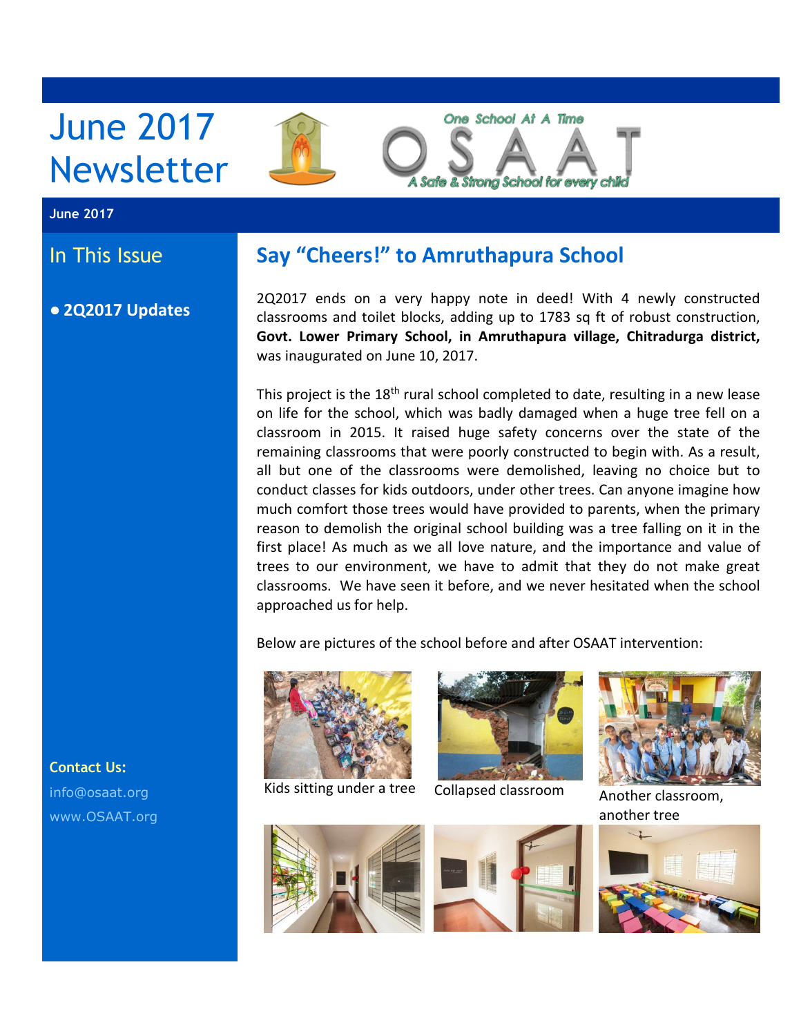# June 2017 Newsletter

One School At A Time

OSAAT

A Safe & Strong School for every child

June 2017

## In This Issue

- **2Q2017 Updates**

## Say "Cheers!" to Amruthapura School

2Q2017 ends on a very happy note in deed! With 4 newly constructed classrooms and toilet blocks, adding up to 1783 sq ft of robust construction, **Govt. Lower Primary School, in Amruthapura village, Chitradurga district,** was inaugurated on June 10, 2017.

This project is the 18th rural school completed to date, resulting in a new lease on life for the school, which was badly damaged when a huge tree fell on a classroom in 2015. It raised huge safety concerns over the state of the remaining classrooms that were poorly constructed to begin with. As a result, all but one of the classrooms were demolished, leaving no choice but to conduct classes for kids outdoors, under other trees. Can anyone imagine how much comfort those trees would have provided to parents, when the primary reason to demolish the original school building was a tree falling on it in the first place! As much as we all love nature, and the importance and value of trees to our environment, we have to admit that they do not make great classrooms. We have seen it before, and we never hesitated when the school approached us for help.

Below are pictures of the school before and after OSAAT intervention:

Kids sitting under a tree

Collapsed classroom

Another classroom, another tree

**Contact Us:**

info@osaat.org

www.OSAAT.org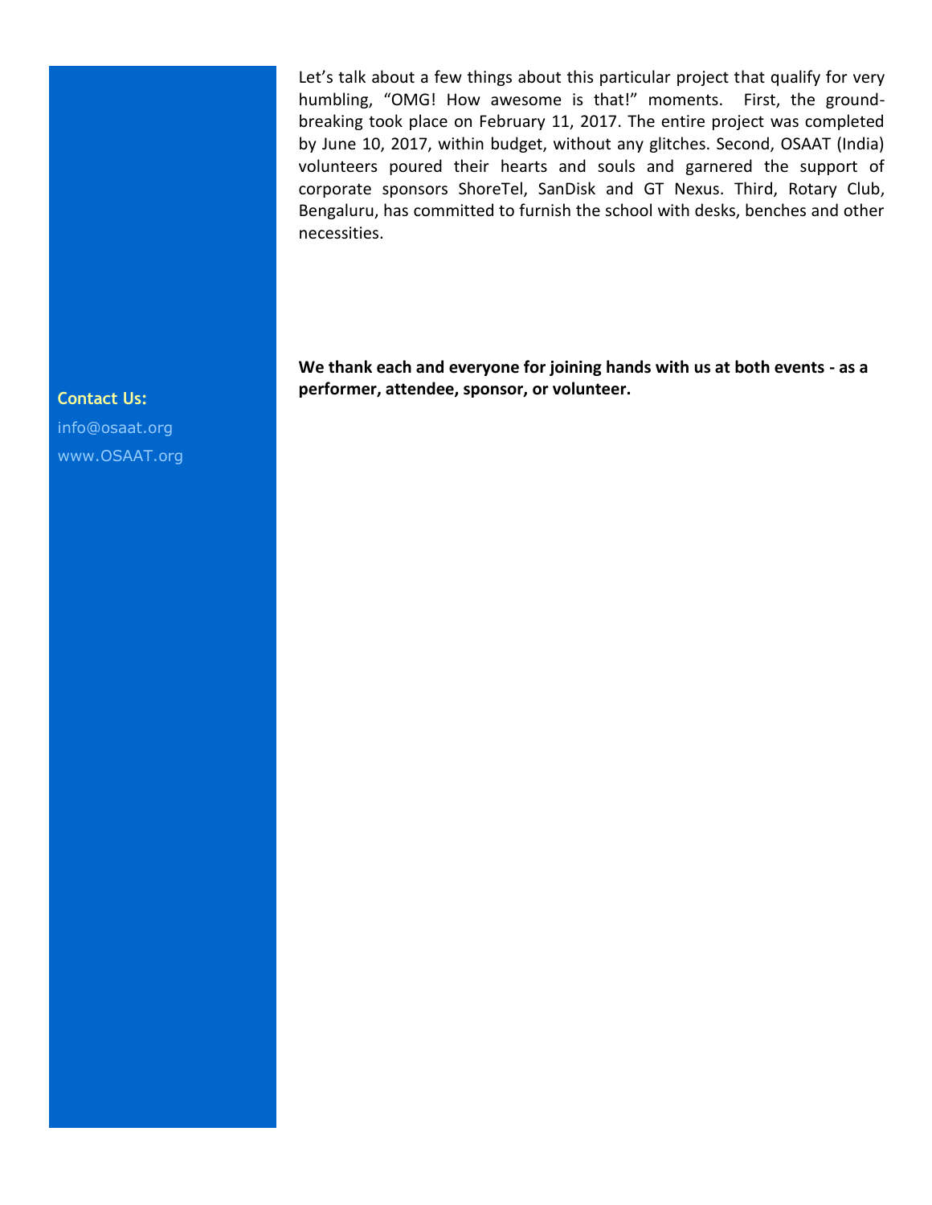Let's talk about a few things about this particular project that qualify for very humbling, "OMG! How awesome is that!" moments. First, the ground-breaking took place on February 11, 2017. The entire project was completed by June 10, 2017, within budget, without any glitches. Second, OSAAT (India) volunteers poured their hearts and souls and garnered the support of corporate sponsors ShoreTel, SanDisk and GT Nexus. Third, Rotary Club, Bengaluru, has committed to furnish the school with desks, benches and other necessities.

**We thank each and everyone for joining hands with us at both events - as a performer, attendee, sponsor, or volunteer.**

**Contact Us:**

info@osaat.org

www.OSAAT.org